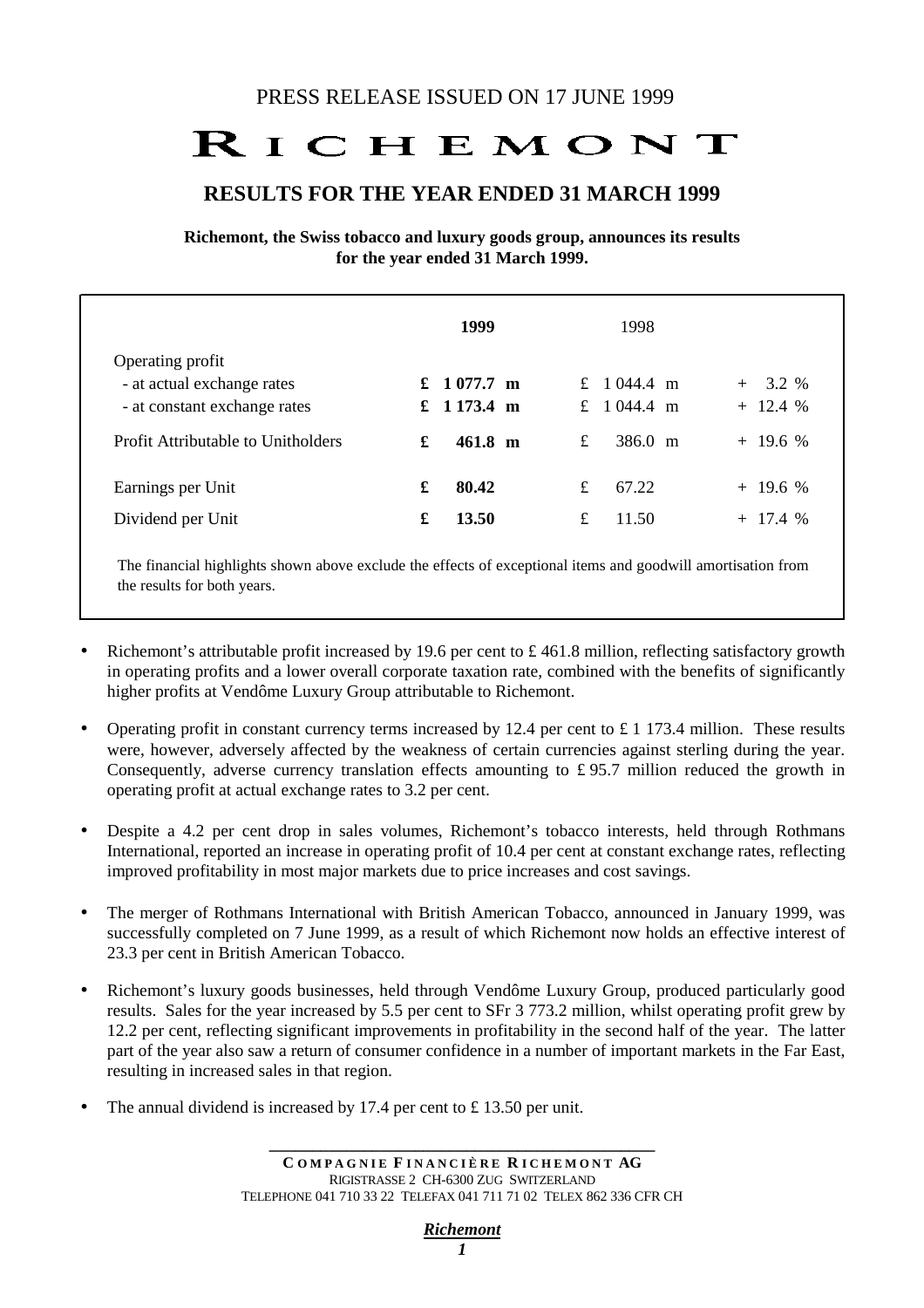PRESS RELEASE ISSUED ON 17 JUNE 1999

# RICHEMONT

## RESULTS FOR THE YEAR ENDED 31 MARCH 1999

**Richemont, the Swiss tobacco and luxury goods group, announces its results for the year ended 31 March 1999.**

| | **1999** | 1998 | |
|---|---|---|---|
| Operating profit | | | |
| - at actual exchange rates | **£ 1 077.7 m** | £ 1 044.4 m | + 3.2 % |
| - at constant exchange rates | **£ 1 173.4 m** | £ 1 044.4 m | + 12.4 % |
| Profit Attributable to Unitholders | **£ 461.8 m** | £ 386.0 m | + 19.6 % |
| Earnings per Unit | **£ 80.42** | £ 67.22 | + 19.6 % |
| Dividend per Unit | **£ 13.50** | £ 11.50 | + 17.4 % |

The financial highlights shown above exclude the effects of exceptional items and goodwill amortisation from the results for both years.

- Richemont's attributable profit increased by 19.6 per cent to £ 461.8 million, reflecting satisfactory growth in operating profits and a lower overall corporate taxation rate, combined with the benefits of significantly higher profits at Vendôme Luxury Group attributable to Richemont.
- Operating profit in constant currency terms increased by 12.4 per cent to £ 1 173.4 million. These results were, however, adversely affected by the weakness of certain currencies against sterling during the year. Consequently, adverse currency translation effects amounting to £ 95.7 million reduced the growth in operating profit at actual exchange rates to 3.2 per cent.
- Despite a 4.2 per cent drop in sales volumes, Richemont's tobacco interests, held through Rothmans International, reported an increase in operating profit of 10.4 per cent at constant exchange rates, reflecting improved profitability in most major markets due to price increases and cost savings.
- The merger of Rothmans International with British American Tobacco, announced in January 1999, was successfully completed on 7 June 1999, as a result of which Richemont now holds an effective interest of 23.3 per cent in British American Tobacco.
- Richemont's luxury goods businesses, held through Vendôme Luxury Group, produced particularly good results. Sales for the year increased by 5.5 per cent to SFr 3 773.2 million, whilst operating profit grew by 12.2 per cent, reflecting significant improvements in profitability in the second half of the year. The latter part of the year also saw a return of consumer confidence in a number of important markets in the Far East, resulting in increased sales in that region.
- The annual dividend is increased by 17.4 per cent to £ 13.50 per unit.

**COMPAGNIE FINANCIÈRE RICHEMONT AG**
RIGISTRASSE 2 CH-6300 ZUG SWITZERLAND
TELEPHONE 041 710 33 22 TELEFAX 041 711 71 02 TELEX 862 336 CFR CH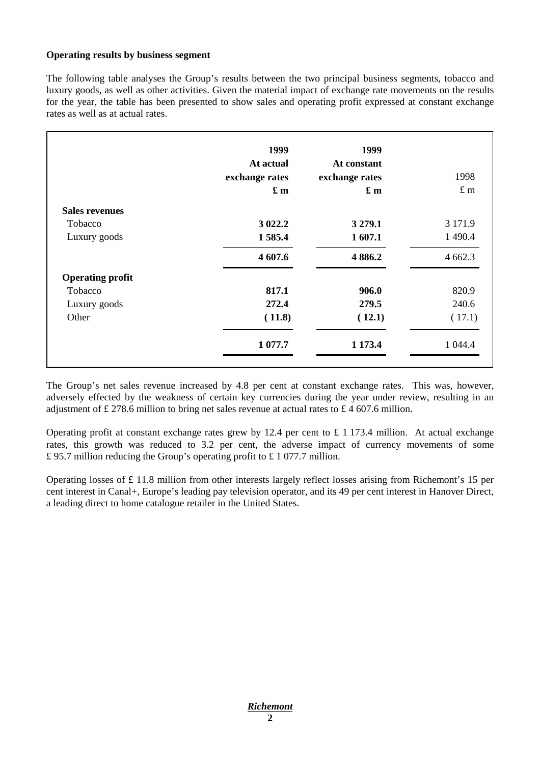**Operating results by business segment**

The following table analyses the Group's results between the two principal business segments, tobacco and luxury goods, as well as other activities. Given the material impact of exchange rate movements on the results for the year, the table has been presented to show sales and operating profit expressed at constant exchange rates as well as at actual rates.

| | 1999 At actual exchange rates £ m | 1999 At constant exchange rates £ m | 1998 £ m |
|---|---|---|---|
| **Sales revenues** | | | |
| Tobacco | **3 022.2** | **3 279.1** | 3 171.9 |
| Luxury goods | **1 585.4** | **1 607.1** | 1 490.4 |
| | **4 607.6** | **4 886.2** | 4 662.3 |
| **Operating profit** | | | |
| Tobacco | **817.1** | **906.0** | 820.9 |
| Luxury goods | **272.4** | **279.5** | 240.6 |
| Other | **( 11.8)** | **( 12.1)** | ( 17.1) |
| | **1 077.7** | **1 173.4** | 1 044.4 |

The Group's net sales revenue increased by 4.8 per cent at constant exchange rates. This was, however, adversely effected by the weakness of certain key currencies during the year under review, resulting in an adjustment of £ 278.6 million to bring net sales revenue at actual rates to £ 4 607.6 million.

Operating profit at constant exchange rates grew by 12.4 per cent to £ 1 173.4 million. At actual exchange rates, this growth was reduced to 3.2 per cent, the adverse impact of currency movements of some £ 95.7 million reducing the Group's operating profit to £ 1 077.7 million.

Operating losses of £ 11.8 million from other interests largely reflect losses arising from Richemont's 15 per cent interest in Canal+, Europe's leading pay television operator, and its 49 per cent interest in Hanover Direct, a leading direct to home catalogue retailer in the United States.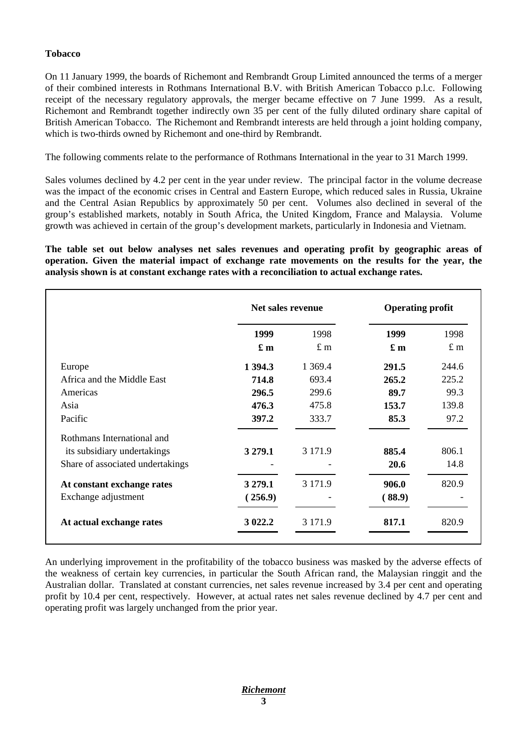**Tobacco**

On 11 January 1999, the boards of Richemont and Rembrandt Group Limited announced the terms of a merger of their combined interests in Rothmans International B.V. with British American Tobacco p.l.c. Following receipt of the necessary regulatory approvals, the merger became effective on 7 June 1999. As a result, Richemont and Rembrandt together indirectly own 35 per cent of the fully diluted ordinary share capital of British American Tobacco. The Richemont and Rembrandt interests are held through a joint holding company, which is two-thirds owned by Richemont and one-third by Rembrandt.

The following comments relate to the performance of Rothmans International in the year to 31 March 1999.

Sales volumes declined by 4.2 per cent in the year under review. The principal factor in the volume decrease was the impact of the economic crises in Central and Eastern Europe, which reduced sales in Russia, Ukraine and the Central Asian Republics by approximately 50 per cent. Volumes also declined in several of the group's established markets, notably in South Africa, the United Kingdom, France and Malaysia. Volume growth was achieved in certain of the group's development markets, particularly in Indonesia and Vietnam.

**The table set out below analyses net sales revenues and operating profit by geographic areas of operation. Given the material impact of exchange rate movements on the results for the year, the analysis shown is at constant exchange rates with a reconciliation to actual exchange rates.**

| | Net sales revenue | | Operating profit | |
|---|---|---|---|---|
| | **1999** | 1998 | **1999** | 1998 |
| | **£ m** | £ m | **£ m** | £ m |
| Europe | **1 394.3** | 1 369.4 | **291.5** | 244.6 |
| Africa and the Middle East | **714.8** | 693.4 | **265.2** | 225.2 |
| Americas | **296.5** | 299.6 | **89.7** | 99.3 |
| Asia | **476.3** | 475.8 | **153.7** | 139.8 |
| Pacific | **397.2** | 333.7 | **85.3** | 97.2 |
| Rothmans International and its subsidiary undertakings | **3 279.1** | 3 171.9 | **885.4** | 806.1 |
| Share of associated undertakings | - | - | **20.6** | 14.8 |
| **At constant exchange rates** | **3 279.1** | 3 171.9 | **906.0** | 820.9 |
| Exchange adjustment | **( 256.9)** | - | **( 88.9)** | - |
| **At actual exchange rates** | **3 022.2** | 3 171.9 | **817.1** | 820.9 |

An underlying improvement in the profitability of the tobacco business was masked by the adverse effects of the weakness of certain key currencies, in particular the South African rand, the Malaysian ringgit and the Australian dollar. Translated at constant currencies, net sales revenue increased by 3.4 per cent and operating profit by 10.4 per cent, respectively. However, at actual rates net sales revenue declined by 4.7 per cent and operating profit was largely unchanged from the prior year.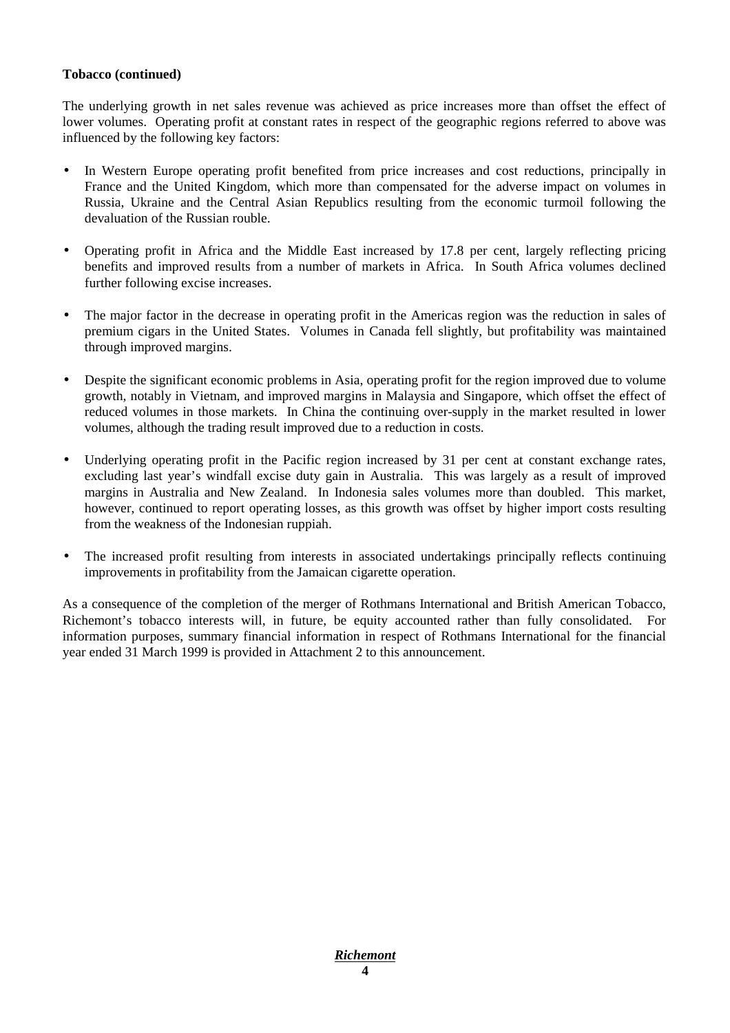**Tobacco (continued)**

The underlying growth in net sales revenue was achieved as price increases more than offset the effect of lower volumes. Operating profit at constant rates in respect of the geographic regions referred to above was influenced by the following key factors:

- In Western Europe operating profit benefited from price increases and cost reductions, principally in France and the United Kingdom, which more than compensated for the adverse impact on volumes in Russia, Ukraine and the Central Asian Republics resulting from the economic turmoil following the devaluation of the Russian rouble.
- Operating profit in Africa and the Middle East increased by 17.8 per cent, largely reflecting pricing benefits and improved results from a number of markets in Africa. In South Africa volumes declined further following excise increases.
- The major factor in the decrease in operating profit in the Americas region was the reduction in sales of premium cigars in the United States. Volumes in Canada fell slightly, but profitability was maintained through improved margins.
- Despite the significant economic problems in Asia, operating profit for the region improved due to volume growth, notably in Vietnam, and improved margins in Malaysia and Singapore, which offset the effect of reduced volumes in those markets. In China the continuing over-supply in the market resulted in lower volumes, although the trading result improved due to a reduction in costs.
- Underlying operating profit in the Pacific region increased by 31 per cent at constant exchange rates, excluding last year's windfall excise duty gain in Australia. This was largely as a result of improved margins in Australia and New Zealand. In Indonesia sales volumes more than doubled. This market, however, continued to report operating losses, as this growth was offset by higher import costs resulting from the weakness of the Indonesian ruppiah.
- The increased profit resulting from interests in associated undertakings principally reflects continuing improvements in profitability from the Jamaican cigarette operation.

As a consequence of the completion of the merger of Rothmans International and British American Tobacco, Richemont's tobacco interests will, in future, be equity accounted rather than fully consolidated. For information purposes, summary financial information in respect of Rothmans International for the financial year ended 31 March 1999 is provided in Attachment 2 to this announcement.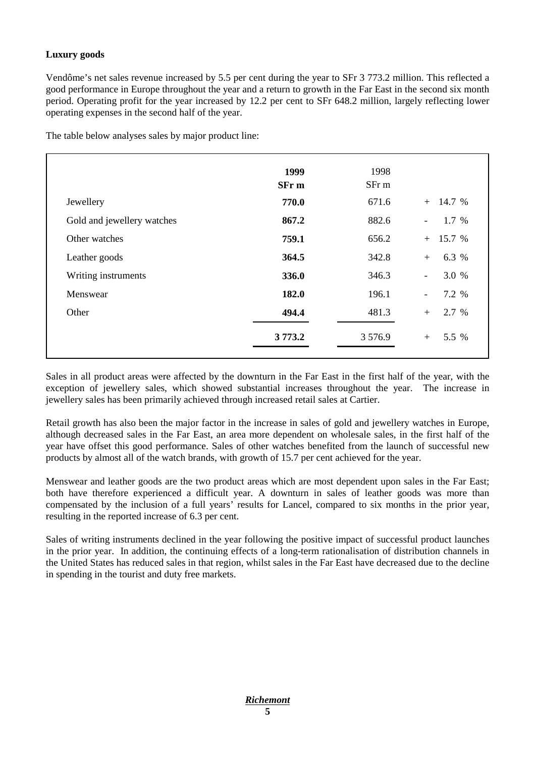**Luxury goods**

Vendôme's net sales revenue increased by 5.5 per cent during the year to SFr 3 773.2 million. This reflected a good performance in Europe throughout the year and a return to growth in the Far East in the second six month period. Operating profit for the year increased by 12.2 per cent to SFr 648.2 million, largely reflecting lower operating expenses in the second half of the year.

The table below analyses sales by major product line:

| | **1999 SFr m** | 1998 SFr m | |
|---|---|---|---|
| Jewellery | **770.0** | 671.6 | + 14.7 % |
| Gold and jewellery watches | **867.2** | 882.6 | - 1.7 % |
| Other watches | **759.1** | 656.2 | + 15.7 % |
| Leather goods | **364.5** | 342.8 | + 6.3 % |
| Writing instruments | **336.0** | 346.3 | - 3.0 % |
| Menswear | **182.0** | 196.1 | - 7.2 % |
| Other | **494.4** | 481.3 | + 2.7 % |
| | **3 773.2** | 3 576.9 | + 5.5 % |

Sales in all product areas were affected by the downturn in the Far East in the first half of the year, with the exception of jewellery sales, which showed substantial increases throughout the year. The increase in jewellery sales has been primarily achieved through increased retail sales at Cartier.

Retail growth has also been the major factor in the increase in sales of gold and jewellery watches in Europe, although decreased sales in the Far East, an area more dependent on wholesale sales, in the first half of the year have offset this good performance. Sales of other watches benefited from the launch of successful new products by almost all of the watch brands, with growth of 15.7 per cent achieved for the year.

Menswear and leather goods are the two product areas which are most dependent upon sales in the Far East; both have therefore experienced a difficult year. A downturn in sales of leather goods was more than compensated by the inclusion of a full years' results for Lancel, compared to six months in the prior year, resulting in the reported increase of 6.3 per cent.

Sales of writing instruments declined in the year following the positive impact of successful product launches in the prior year. In addition, the continuing effects of a long-term rationalisation of distribution channels in the United States has reduced sales in that region, whilst sales in the Far East have decreased due to the decline in spending in the tourist and duty free markets.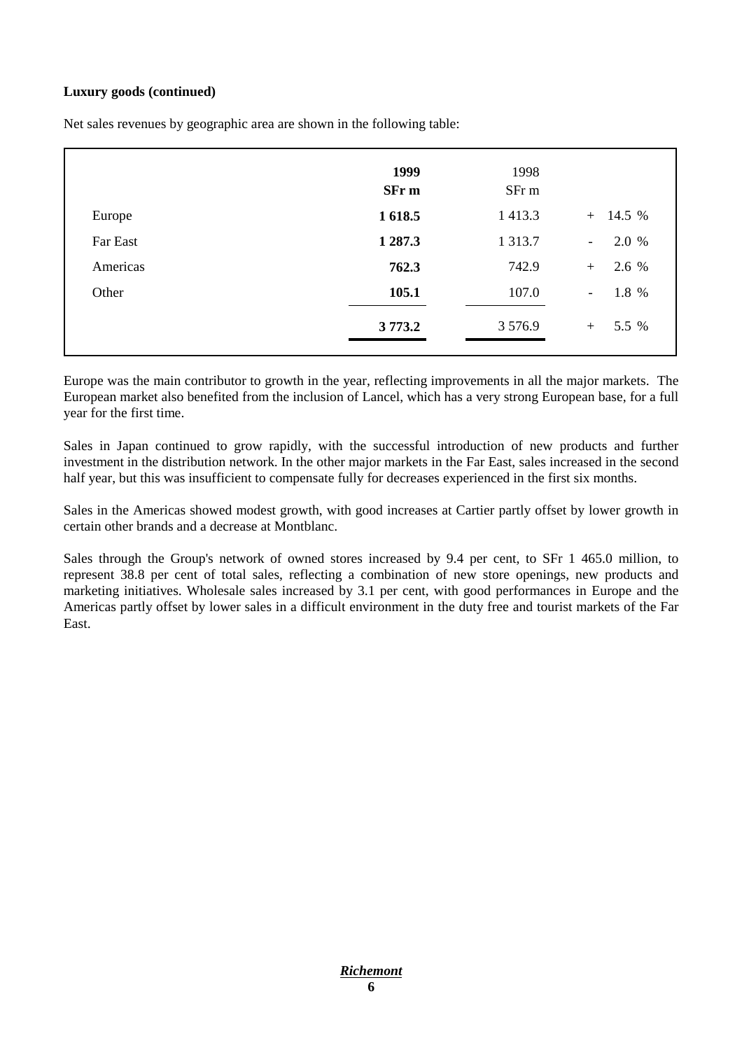**Luxury goods (continued)**

Net sales revenues by geographic area are shown in the following table:

| | **1999 SFr m** | 1998 SFr m | |
|---|---|---|---|
| Europe | **1 618.5** | 1 413.3 | + 14.5 % |
| Far East | **1 287.3** | 1 313.7 | - 2.0 % |
| Americas | **762.3** | 742.9 | + 2.6 % |
| Other | **105.1** | 107.0 | - 1.8 % |
| | **3 773.2** | 3 576.9 | + 5.5 % |

Europe was the main contributor to growth in the year, reflecting improvements in all the major markets. The European market also benefited from the inclusion of Lancel, which has a very strong European base, for a full year for the first time.

Sales in Japan continued to grow rapidly, with the successful introduction of new products and further investment in the distribution network. In the other major markets in the Far East, sales increased in the second half year, but this was insufficient to compensate fully for decreases experienced in the first six months.

Sales in the Americas showed modest growth, with good increases at Cartier partly offset by lower growth in certain other brands and a decrease at Montblanc.

Sales through the Group's network of owned stores increased by 9.4 per cent, to SFr 1 465.0 million, to represent 38.8 per cent of total sales, reflecting a combination of new store openings, new products and marketing initiatives. Wholesale sales increased by 3.1 per cent, with good performances in Europe and the Americas partly offset by lower sales in a difficult environment in the duty free and tourist markets of the Far East.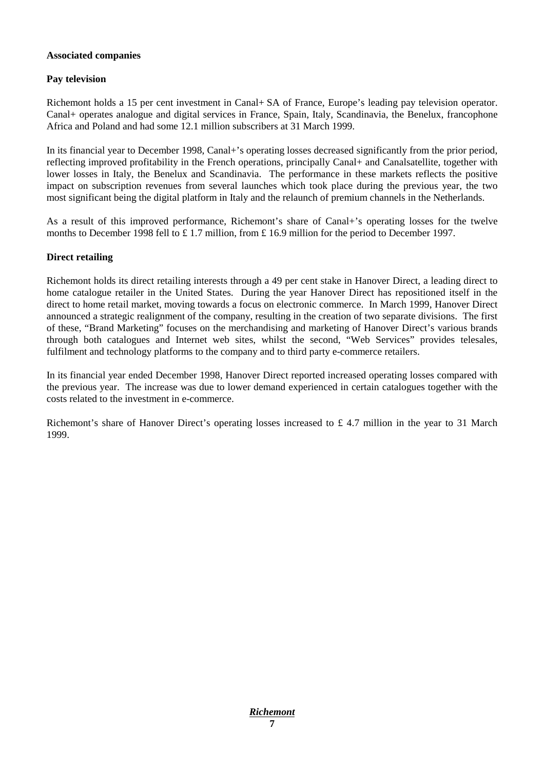**Associated companies**

**Pay television**

Richemont holds a 15 per cent investment in Canal+ SA of France, Europe's leading pay television operator. Canal+ operates analogue and digital services in France, Spain, Italy, Scandinavia, the Benelux, francophone Africa and Poland and had some 12.1 million subscribers at 31 March 1999.

In its financial year to December 1998, Canal+'s operating losses decreased significantly from the prior period, reflecting improved profitability in the French operations, principally Canal+ and Canalsatellite, together with lower losses in Italy, the Benelux and Scandinavia. The performance in these markets reflects the positive impact on subscription revenues from several launches which took place during the previous year, the two most significant being the digital platform in Italy and the relaunch of premium channels in the Netherlands.

As a result of this improved performance, Richemont's share of Canal+'s operating losses for the twelve months to December 1998 fell to £ 1.7 million, from £ 16.9 million for the period to December 1997.

**Direct retailing**

Richemont holds its direct retailing interests through a 49 per cent stake in Hanover Direct, a leading direct to home catalogue retailer in the United States. During the year Hanover Direct has repositioned itself in the direct to home retail market, moving towards a focus on electronic commerce. In March 1999, Hanover Direct announced a strategic realignment of the company, resulting in the creation of two separate divisions. The first of these, "Brand Marketing" focuses on the merchandising and marketing of Hanover Direct's various brands through both catalogues and Internet web sites, whilst the second, "Web Services" provides telesales, fulfilment and technology platforms to the company and to third party e-commerce retailers.

In its financial year ended December 1998, Hanover Direct reported increased operating losses compared with the previous year. The increase was due to lower demand experienced in certain catalogues together with the costs related to the investment in e-commerce.

Richemont's share of Hanover Direct's operating losses increased to £ 4.7 million in the year to 31 March 1999.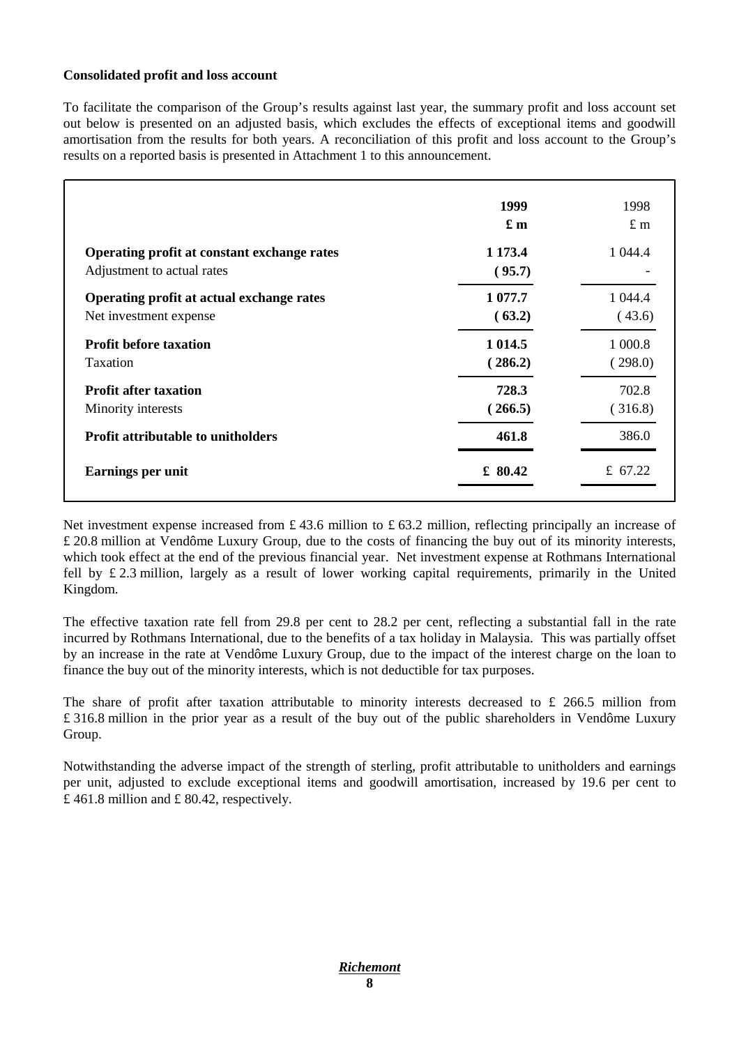**Consolidated profit and loss account**

To facilitate the comparison of the Group's results against last year, the summary profit and loss account set out below is presented on an adjusted basis, which excludes the effects of exceptional items and goodwill amortisation from the results for both years. A reconciliation of this profit and loss account to the Group's results on a reported basis is presented in Attachment 1 to this announcement.

| | **1999** | 1998 |
|---|---|---|
| | **£ m** | £ m |
| **Operating profit at constant exchange rates** | **1 173.4** | 1 044.4 |
| Adjustment to actual rates | **( 95.7)** | - |
| **Operating profit at actual exchange rates** | **1 077.7** | 1 044.4 |
| Net investment expense | **( 63.2)** | ( 43.6) |
| **Profit before taxation** | **1 014.5** | 1 000.8 |
| Taxation | **( 286.2)** | ( 298.0) |
| **Profit after taxation** | **728.3** | 702.8 |
| Minority interests | **( 266.5)** | ( 316.8) |
| **Profit attributable to unitholders** | **461.8** | 386.0 |
| **Earnings per unit** | **£ 80.42** | £ 67.22 |

Net investment expense increased from £ 43.6 million to £ 63.2 million, reflecting principally an increase of £ 20.8 million at Vendôme Luxury Group, due to the costs of financing the buy out of its minority interests, which took effect at the end of the previous financial year. Net investment expense at Rothmans International fell by £ 2.3 million, largely as a result of lower working capital requirements, primarily in the United Kingdom.

The effective taxation rate fell from 29.8 per cent to 28.2 per cent, reflecting a substantial fall in the rate incurred by Rothmans International, due to the benefits of a tax holiday in Malaysia. This was partially offset by an increase in the rate at Vendôme Luxury Group, due to the impact of the interest charge on the loan to finance the buy out of the minority interests, which is not deductible for tax purposes.

The share of profit after taxation attributable to minority interests decreased to £ 266.5 million from £ 316.8 million in the prior year as a result of the buy out of the public shareholders in Vendôme Luxury Group.

Notwithstanding the adverse impact of the strength of sterling, profit attributable to unitholders and earnings per unit, adjusted to exclude exceptional items and goodwill amortisation, increased by 19.6 per cent to £ 461.8 million and £ 80.42, respectively.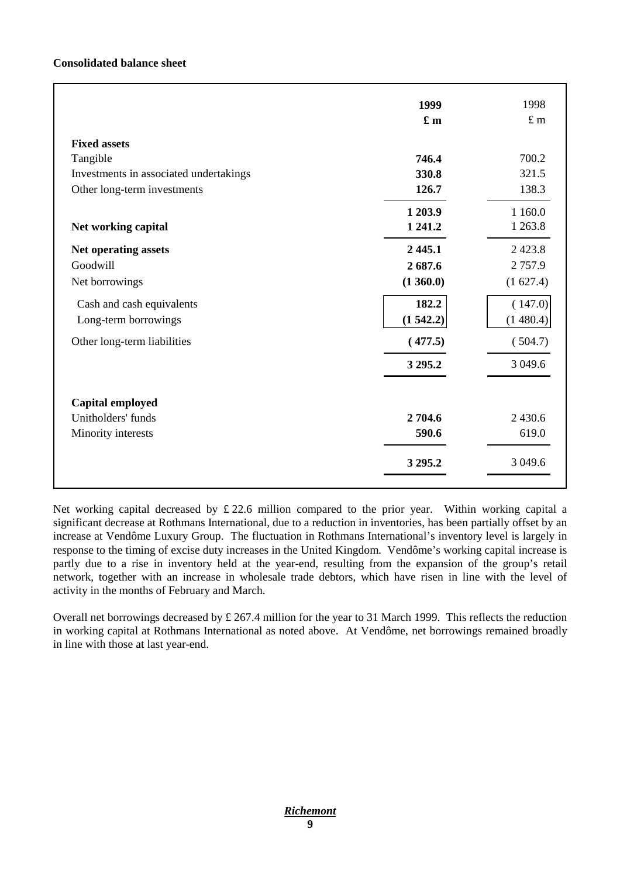**Consolidated balance sheet**

| | 1999 £ m | 1998 £ m |
|---|---|---|
| **Fixed assets** | | |
| Tangible | **746.4** | 700.2 |
| Investments in associated undertakings | **330.8** | 321.5 |
| Other long-term investments | **126.7** | 138.3 |
| | **1 203.9** | 1 160.0 |
| **Net working capital** | **1 241.2** | 1 263.8 |
| **Net operating assets** | **2 445.1** | 2 423.8 |
| Goodwill | **2 687.6** | 2 757.9 |
| Net borrowings | **(1 360.0)** | (1 627.4) |
| Cash and cash equivalents | **182.2** | ( 147.0) |
| Long-term borrowings | **(1 542.2)** | (1 480.4) |
| Other long-term liabilities | **( 477.5)** | ( 504.7) |
| | **3 295.2** | 3 049.6 |
| **Capital employed** | | |
| Unitholders' funds | **2 704.6** | 2 430.6 |
| Minority interests | **590.6** | 619.0 |
| | **3 295.2** | 3 049.6 |

Net working capital decreased by £ 22.6 million compared to the prior year. Within working capital a significant decrease at Rothmans International, due to a reduction in inventories, has been partially offset by an increase at Vendôme Luxury Group. The fluctuation in Rothmans International's inventory level is largely in response to the timing of excise duty increases in the United Kingdom. Vendôme's working capital increase is partly due to a rise in inventory held at the year-end, resulting from the expansion of the group's retail network, together with an increase in wholesale trade debtors, which have risen in line with the level of activity in the months of February and March.

Overall net borrowings decreased by £ 267.4 million for the year to 31 March 1999. This reflects the reduction in working capital at Rothmans International as noted above. At Vendôme, net borrowings remained broadly in line with those at last year-end.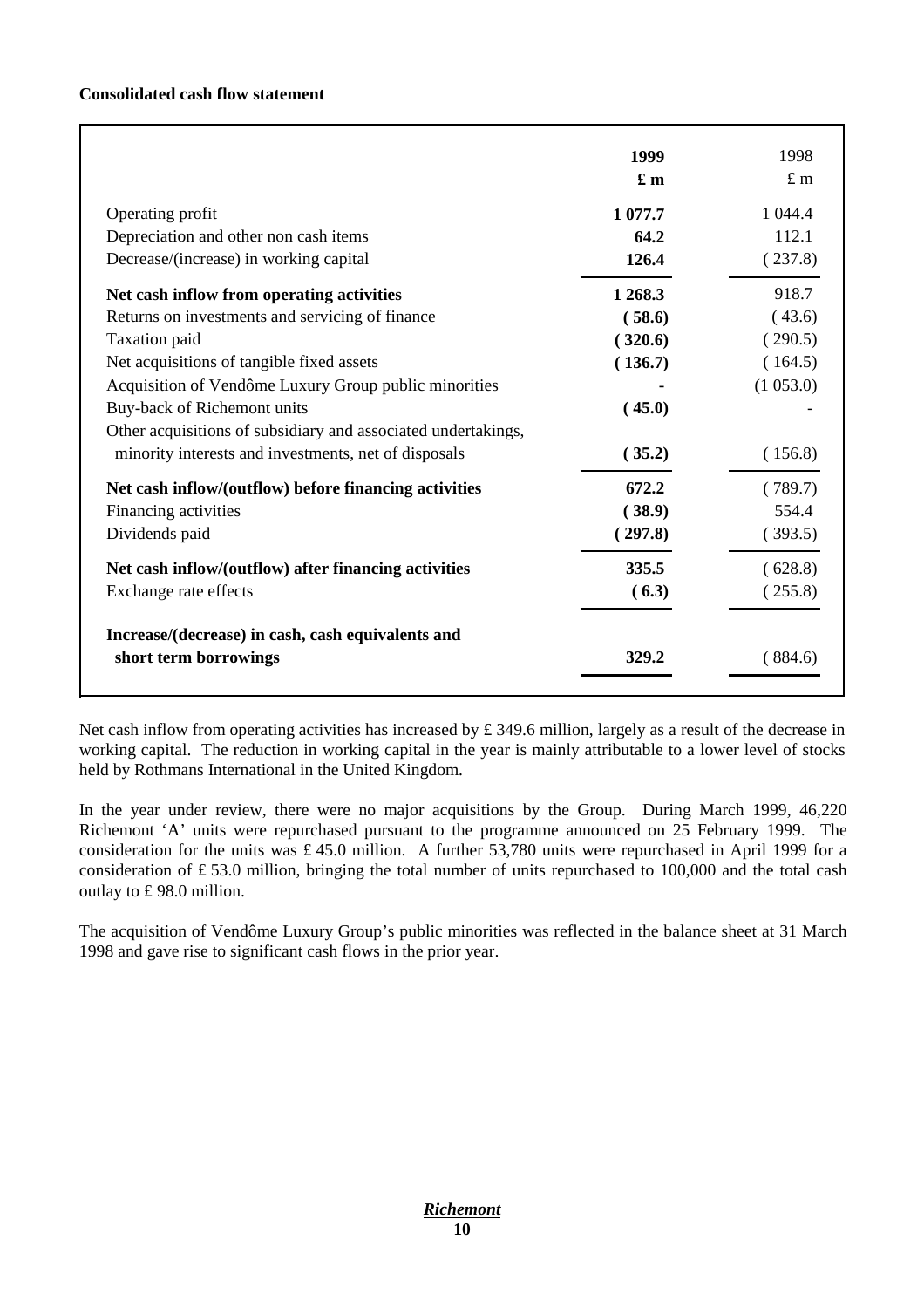**Consolidated cash flow statement**

| | 1999<br>£ m | 1998<br>£ m |
|---|---|---|
| Operating profit | **1 077.7** | 1 044.4 |
| Depreciation and other non cash items | **64.2** | 112.1 |
| Decrease/(increase) in working capital | **126.4** | ( 237.8) |
| **Net cash inflow from operating activities** | **1 268.3** | 918.7 |
| Returns on investments and servicing of finance | **( 58.6)** | ( 43.6) |
| Taxation paid | **( 320.6)** | ( 290.5) |
| Net acquisitions of tangible fixed assets | **( 136.7)** | ( 164.5) |
| Acquisition of Vendôme Luxury Group public minorities | **-** | (1 053.0) |
| Buy-back of Richemont units | **( 45.0)** | - |
| Other acquisitions of subsidiary and associated undertakings, minority interests and investments, net of disposals | **( 35.2)** | ( 156.8) |
| **Net cash inflow/(outflow) before financing activities** | **672.2** | ( 789.7) |
| Financing activities | **( 38.9)** | 554.4 |
| Dividends paid | **( 297.8)** | ( 393.5) |
| **Net cash inflow/(outflow) after financing activities** | **335.5** | ( 628.8) |
| Exchange rate effects | **( 6.3)** | ( 255.8) |
| **Increase/(decrease) in cash, cash equivalents and short term borrowings** | **329.2** | ( 884.6) |

Net cash inflow from operating activities has increased by £ 349.6 million, largely as a result of the decrease in working capital. The reduction in working capital in the year is mainly attributable to a lower level of stocks held by Rothmans International in the United Kingdom.

In the year under review, there were no major acquisitions by the Group. During March 1999, 46,220 Richemont 'A' units were repurchased pursuant to the programme announced on 25 February 1999. The consideration for the units was £ 45.0 million. A further 53,780 units were repurchased in April 1999 for a consideration of £ 53.0 million, bringing the total number of units repurchased to 100,000 and the total cash outlay to £ 98.0 million.

The acquisition of Vendôme Luxury Group's public minorities was reflected in the balance sheet at 31 March 1998 and gave rise to significant cash flows in the prior year.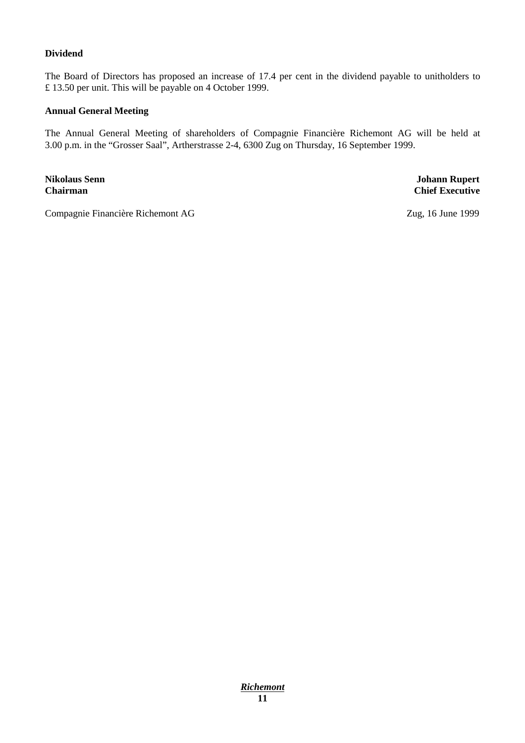**Dividend**

The Board of Directors has proposed an increase of 17.4 per cent in the dividend payable to unitholders to £ 13.50 per unit. This will be payable on 4 October 1999.

**Annual General Meeting**

The Annual General Meeting of shareholders of Compagnie Financière Richemont AG will be held at 3.00 p.m. in the “Grosser Saal”, Artherstrasse 2-4, 6300 Zug on Thursday, 16 September 1999.

**Nikolaus Senn**
**Chairman**

**Johann Rupert**
**Chief Executive**

Compagnie Financière Richemont AG

Zug, 16 June 1999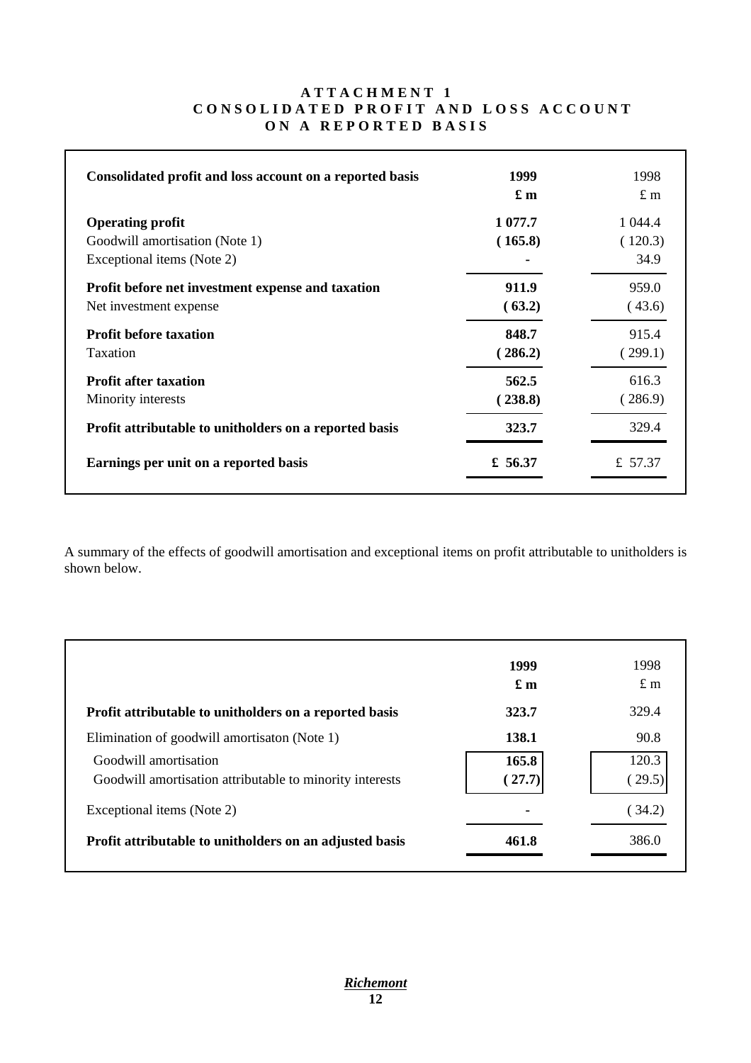# ATTACHMENT 1
## CONSOLIDATED PROFIT AND LOSS ACCOUNT ON A REPORTED BASIS

| Consolidated profit and loss account on a reported basis | 1999 £ m | 1998 £ m |
|---|---|---|
| **Operating profit** | **1 077.7** | 1 044.4 |
| Goodwill amortisation (Note 1) | **( 165.8)** | ( 120.3) |
| Exceptional items (Note 2) | **-** | 34.9 |
| **Profit before net investment expense and taxation** | **911.9** | 959.0 |
| Net investment expense | **( 63.2)** | ( 43.6) |
| **Profit before taxation** | **848.7** | 915.4 |
| Taxation | **( 286.2)** | ( 299.1) |
| **Profit after taxation** | **562.5** | 616.3 |
| Minority interests | **( 238.8)** | ( 286.9) |
| **Profit attributable to unitholders on a reported basis** | **323.7** | 329.4 |
| **Earnings per unit on a reported basis** | **£ 56.37** | £ 57.37 |

A summary of the effects of goodwill amortisation and exceptional items on profit attributable to unitholders is shown below.

| | 1999 £ m | 1998 £ m |
|---|---|---|
| **Profit attributable to unitholders on a reported basis** | **323.7** | 329.4 |
| Elimination of goodwill amortisaton (Note 1) | **138.1** | 90.8 |
| Goodwill amortisation | **165.8** | 120.3 |
| Goodwill amortisation attributable to minority interests | **( 27.7)** | ( 29.5) |
| Exceptional items (Note 2) | **-** | ( 34.2) |
| **Profit attributable to unitholders on an adjusted basis** | **461.8** | 386.0 |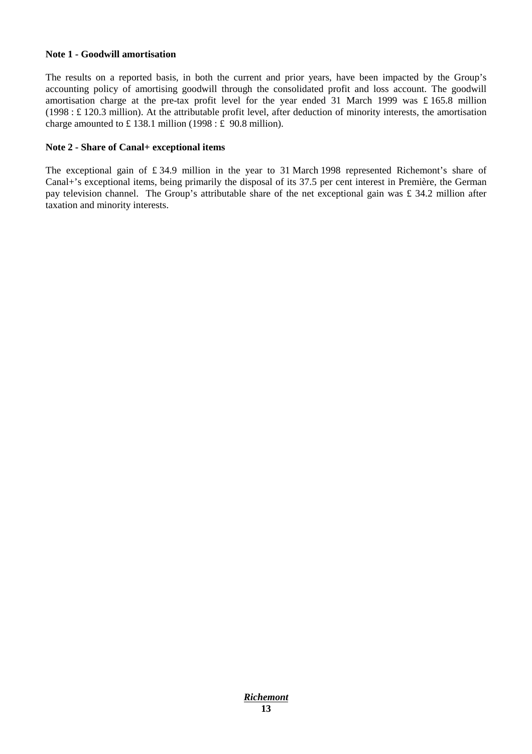**Note 1 - Goodwill amortisation**

The results on a reported basis, in both the current and prior years, have been impacted by the Group's accounting policy of amortising goodwill through the consolidated profit and loss account. The goodwill amortisation charge at the pre-tax profit level for the year ended 31 March 1999 was £ 165.8 million (1998 : £ 120.3 million). At the attributable profit level, after deduction of minority interests, the amortisation charge amounted to £ 138.1 million (1998 : £ 90.8 million).

**Note 2 - Share of Canal+ exceptional items**

The exceptional gain of £ 34.9 million in the year to 31 March 1998 represented Richemont's share of Canal+'s exceptional items, being primarily the disposal of its 37.5 per cent interest in Première, the German pay television channel. The Group's attributable share of the net exceptional gain was £ 34.2 million after taxation and minority interests.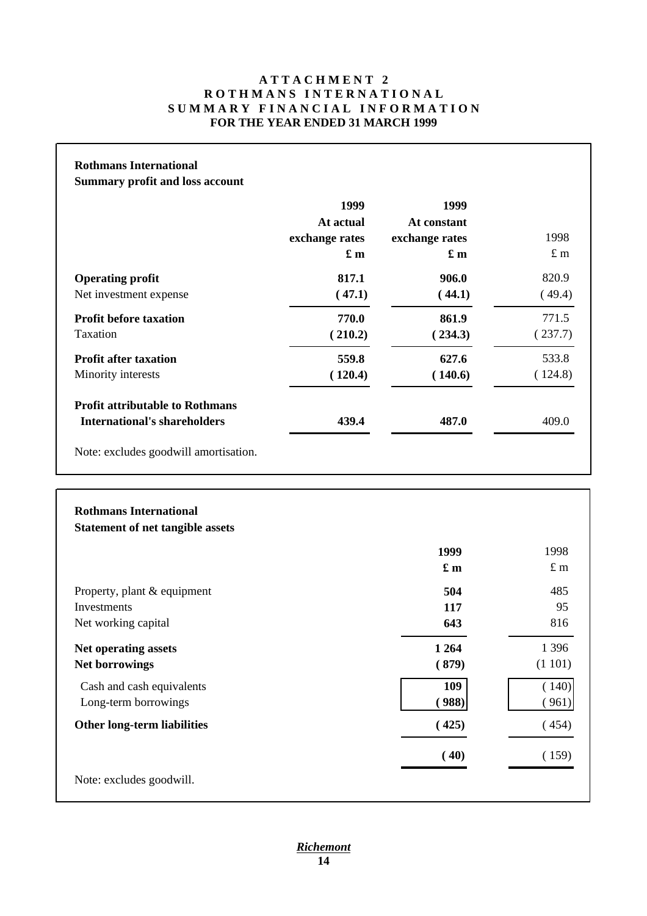# ATTACHMENT 2
# ROTHMANS INTERNATIONAL
# SUMMARY FINANCIAL INFORMATION
## FOR THE YEAR ENDED 31 MARCH 1999

**Rothmans International**
**Summary profit and loss account**

| | 1999 At actual exchange rates £ m | 1999 At constant exchange rates £ m | 1998 £ m |
|---|---|---|---|
| **Operating profit** | **817.1** | **906.0** | 820.9 |
| Net investment expense | **( 47.1)** | **( 44.1)** | ( 49.4) |
| **Profit before taxation** | **770.0** | **861.9** | 771.5 |
| Taxation | **( 210.2)** | **( 234.3)** | ( 237.7) |
| **Profit after taxation** | **559.8** | **627.6** | 533.8 |
| Minority interests | **( 120.4)** | **( 140.6)** | ( 124.8) |
| **Profit attributable to Rothmans International's shareholders** | **439.4** | **487.0** | 409.0 |

Note: excludes goodwill amortisation.

**Rothmans International**
**Statement of net tangible assets**

| | 1999 £ m | 1998 £ m |
|---|---|---|
| Property, plant & equipment | **504** | 485 |
| Investments | **117** | 95 |
| Net working capital | **643** | 816 |
| **Net operating assets** | **1 264** | 1 396 |
| **Net borrowings** | **( 879)** | (1 101) |
| Cash and cash equivalents | **109** | ( 140) |
| Long-term borrowings | **( 988)** | ( 961) |
| **Other long-term liabilities** | **( 425)** | ( 454) |
| | **( 40)** | ( 159) |

Note: excludes goodwill.

*Richemont*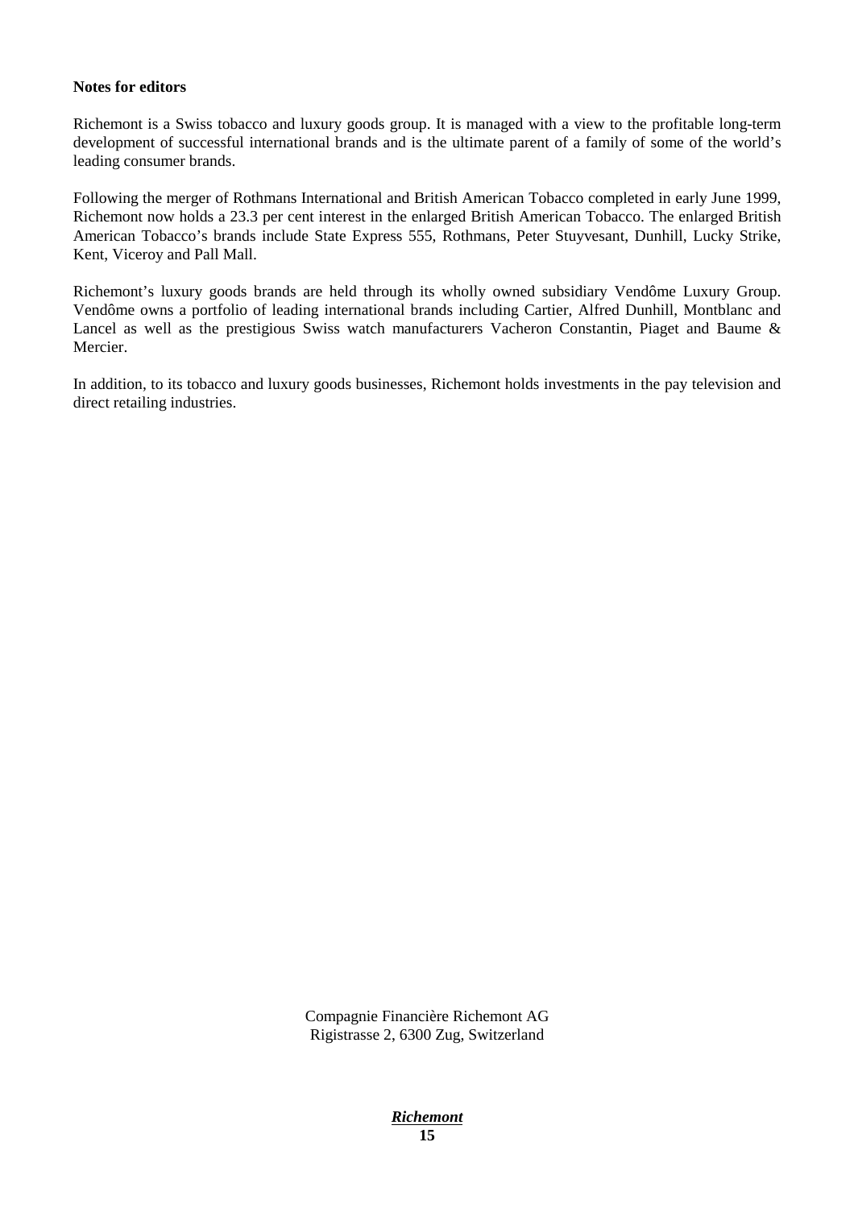**Notes for editors**

Richemont is a Swiss tobacco and luxury goods group. It is managed with a view to the profitable long-term development of successful international brands and is the ultimate parent of a family of some of the world's leading consumer brands.

Following the merger of Rothmans International and British American Tobacco completed in early June 1999, Richemont now holds a 23.3 per cent interest in the enlarged British American Tobacco. The enlarged British American Tobacco's brands include State Express 555, Rothmans, Peter Stuyvesant, Dunhill, Lucky Strike, Kent, Viceroy and Pall Mall.

Richemont's luxury goods brands are held through its wholly owned subsidiary Vendôme Luxury Group. Vendôme owns a portfolio of leading international brands including Cartier, Alfred Dunhill, Montblanc and Lancel as well as the prestigious Swiss watch manufacturers Vacheron Constantin, Piaget and Baume & Mercier.

In addition, to its tobacco and luxury goods businesses, Richemont holds investments in the pay television and direct retailing industries.

Compagnie Financière Richemont AG
Rigistrasse 2, 6300 Zug, Switzerland